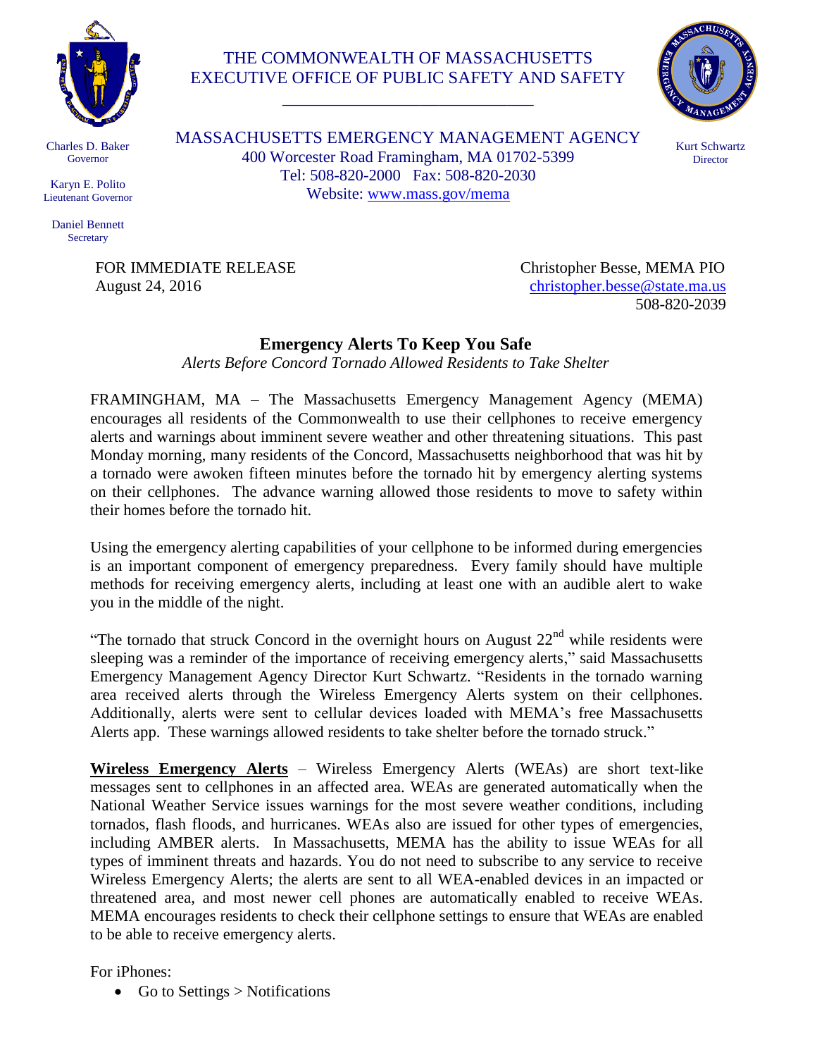THE COMMONWEALTH OF MASSACHUSETTS
EXECUTIVE OFFICE OF PUBLIC SAFETY AND SAFETY

Charles D. Baker
Governor

Karyn E. Polito
Lieutenant Governor

Daniel Bennett
Secretary

MASSACHUSETTS EMERGENCY MANAGEMENT AGENCY
400 Worcester Road Framingham, MA 01702-5399
Tel: 508-820-2000 Fax: 508-820-2030
Website: [www.mass.gov/mema](http://www.mass.gov/mema)

Kurt Schwartz
Director

FOR IMMEDIATE RELEASE
August 24, 2016

Christopher Besse, MEMA PIO
christopher.besse@state.ma.us
508-820-2039

## Emergency Alerts To Keep You Safe

*Alerts Before Concord Tornado Allowed Residents to Take Shelter*

FRAMINGHAM, MA – The Massachusetts Emergency Management Agency (MEMA) encourages all residents of the Commonwealth to use their cellphones to receive emergency alerts and warnings about imminent severe weather and other threatening situations. This past Monday morning, many residents of the Concord, Massachusetts neighborhood that was hit by a tornado were awoken fifteen minutes before the tornado hit by emergency alerting systems on their cellphones. The advance warning allowed those residents to move to safety within their homes before the tornado hit.

Using the emergency alerting capabilities of your cellphone to be informed during emergencies is an important component of emergency preparedness. Every family should have multiple methods for receiving emergency alerts, including at least one with an audible alert to wake you in the middle of the night.

"The tornado that struck Concord in the overnight hours on August 22nd while residents were sleeping was a reminder of the importance of receiving emergency alerts," said Massachusetts Emergency Management Agency Director Kurt Schwartz. "Residents in the tornado warning area received alerts through the Wireless Emergency Alerts system on their cellphones. Additionally, alerts were sent to cellular devices loaded with MEMA's free Massachusetts Alerts app. These warnings allowed residents to take shelter before the tornado struck."

**Wireless Emergency Alerts** – Wireless Emergency Alerts (WEAs) are short text-like messages sent to cellphones in an affected area. WEAs are generated automatically when the National Weather Service issues warnings for the most severe weather conditions, including tornados, flash floods, and hurricanes. WEAs also are issued for other types of emergencies, including AMBER alerts. In Massachusetts, MEMA has the ability to issue WEAs for all types of imminent threats and hazards. You do not need to subscribe to any service to receive Wireless Emergency Alerts; the alerts are sent to all WEA-enabled devices in an impacted or threatened area, and most newer cell phones are automatically enabled to receive WEAs. MEMA encourages residents to check their cellphone settings to ensure that WEAs are enabled to be able to receive emergency alerts.

For iPhones:

- Go to Settings > Notifications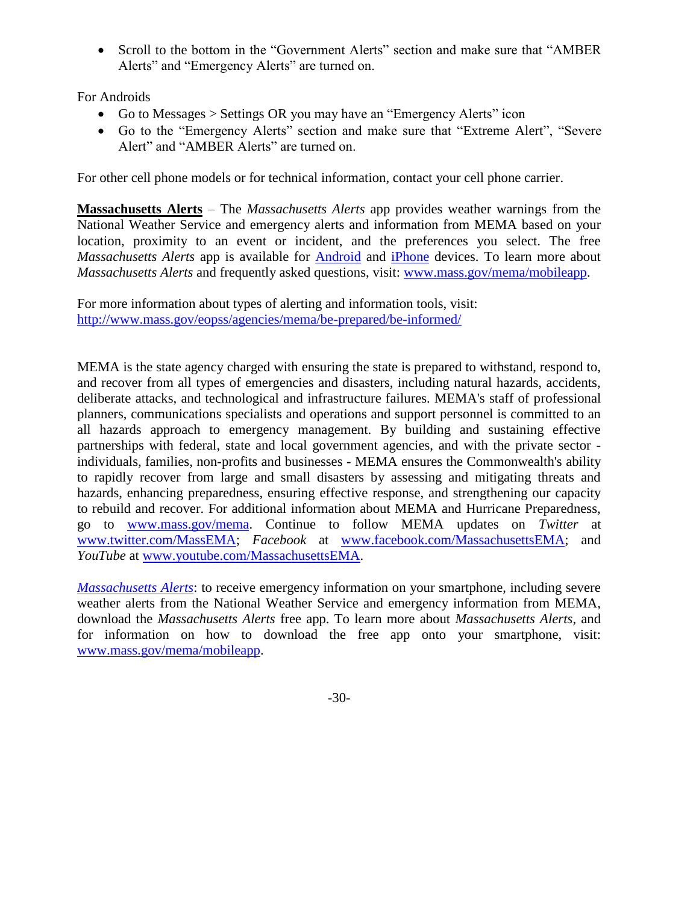- Scroll to the bottom in the "Government Alerts" section and make sure that "AMBER Alerts" and "Emergency Alerts" are turned on.

For Androids

- Go to Messages > Settings OR you may have an "Emergency Alerts" icon
- Go to the "Emergency Alerts" section and make sure that "Extreme Alert", "Severe Alert" and "AMBER Alerts" are turned on.

For other cell phone models or for technical information, contact your cell phone carrier.

**Massachusetts Alerts** – The *Massachusetts Alerts* app provides weather warnings from the National Weather Service and emergency alerts and information from MEMA based on your location, proximity to an event or incident, and the preferences you select. The free *Massachusetts Alerts* app is available for Android and iPhone devices. To learn more about *Massachusetts Alerts* and frequently asked questions, visit: www.mass.gov/mema/mobileapp.

For more information about types of alerting and information tools, visit:
http://www.mass.gov/eopss/agencies/mema/be-prepared/be-informed/

MEMA is the state agency charged with ensuring the state is prepared to withstand, respond to, and recover from all types of emergencies and disasters, including natural hazards, accidents, deliberate attacks, and technological and infrastructure failures. MEMA's staff of professional planners, communications specialists and operations and support personnel is committed to an all hazards approach to emergency management. By building and sustaining effective partnerships with federal, state and local government agencies, and with the private sector - individuals, families, non-profits and businesses - MEMA ensures the Commonwealth's ability to rapidly recover from large and small disasters by assessing and mitigating threats and hazards, enhancing preparedness, ensuring effective response, and strengthening our capacity to rebuild and recover. For additional information about MEMA and Hurricane Preparedness, go to www.mass.gov/mema. Continue to follow MEMA updates on *Twitter* at www.twitter.com/MassEMA; *Facebook* at www.facebook.com/MassachusettsEMA; and *YouTube* at www.youtube.com/MassachusettsEMA.

*Massachusetts Alerts*: to receive emergency information on your smartphone, including severe weather alerts from the National Weather Service and emergency information from MEMA, download the *Massachusetts Alerts* free app. To learn more about *Massachusetts Alerts*, and for information on how to download the free app onto your smartphone, visit: www.mass.gov/mema/mobileapp.